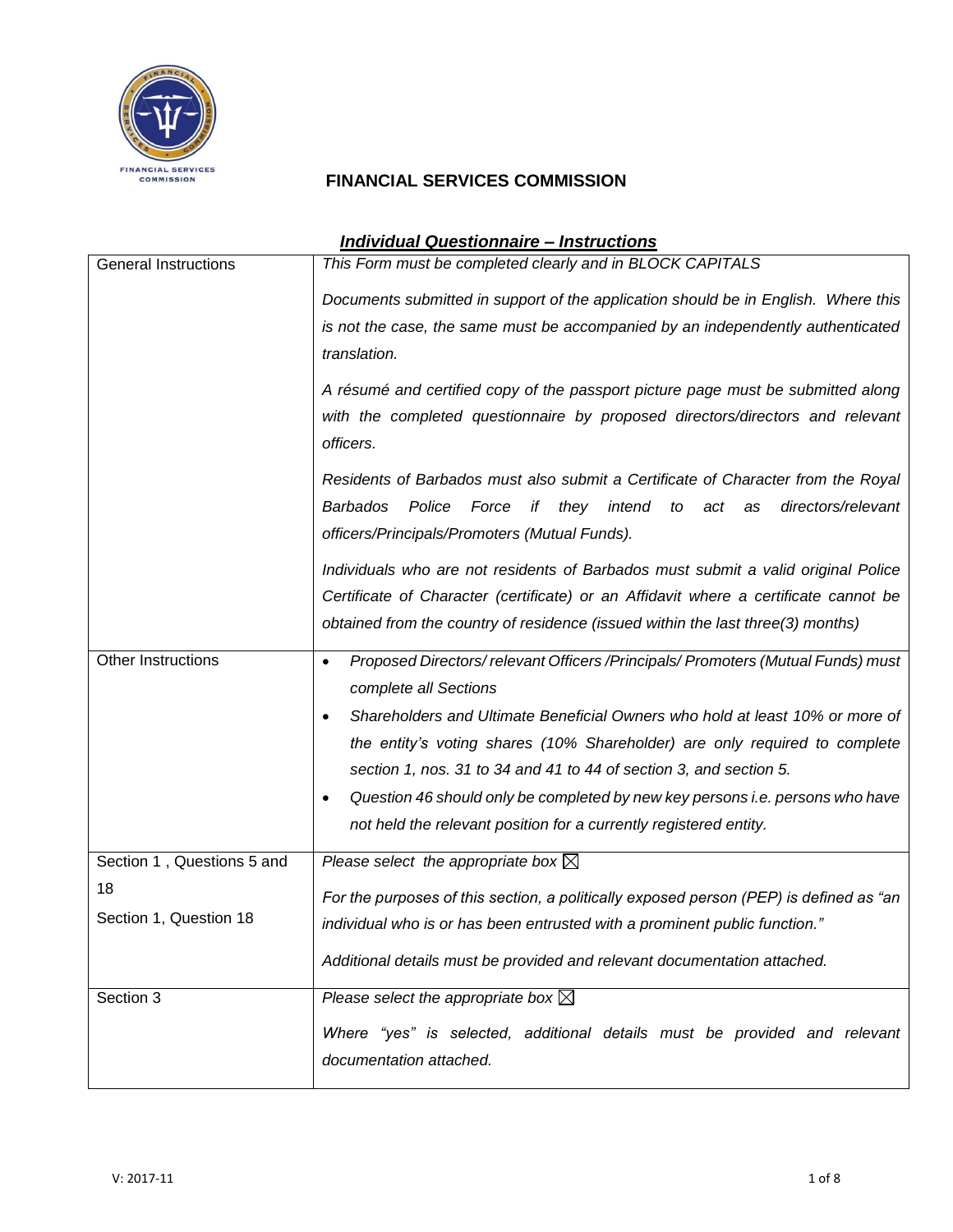## FINANCIAL SERVICES COMMISSION

### ***Individual Questionnaire – Instructions***

| | |
|---|---|
| General Instructions | *This Form must be completed clearly and in BLOCK CAPITALS*<br><br>*Documents submitted in support of the application should be in English. Where this is not the case, the same must be accompanied by an independently authenticated translation.*<br><br>*A résumé and certified copy of the passport picture page must be submitted along with the completed questionnaire by proposed directors/directors and relevant officers.*<br><br>*Residents of Barbados must also submit a Certificate of Character from the Royal Barbados Police Force if they intend to act as directors/relevant officers/Principals/Promoters (Mutual Funds).*<br><br>*Individuals who are not residents of Barbados must submit a valid original Police Certificate of Character (certificate) or an Affidavit where a certificate cannot be obtained from the country of residence (issued within the last three(3) months)* |
| Other Instructions | • *Proposed Directors/ relevant Officers /Principals/ Promoters (Mutual Funds) must complete all Sections*<br>• *Shareholders and Ultimate Beneficial Owners who hold at least 10% or more of the entity's voting shares (10% Shareholder) are only required to complete section 1, nos. 31 to 34 and 41 to 44 of section 3, and section 5.*<br>• *Question 46 should only be completed by new key persons i.e. persons who have not held the relevant position for a currently registered entity.* |
| Section 1 , Questions 5 and 18<br><br>Section 1, Question 18 | *Please select the appropriate box* ☒<br><br>*For the purposes of this section, a politically exposed person (PEP) is defined as "an individual who is or has been entrusted with a prominent public function."*<br><br>*Additional details must be provided and relevant documentation attached.* |
| Section 3 | *Please select the appropriate box* ☒<br><br>*Where "yes" is selected, additional details must be provided and relevant documentation attached.* |

V: 2017-11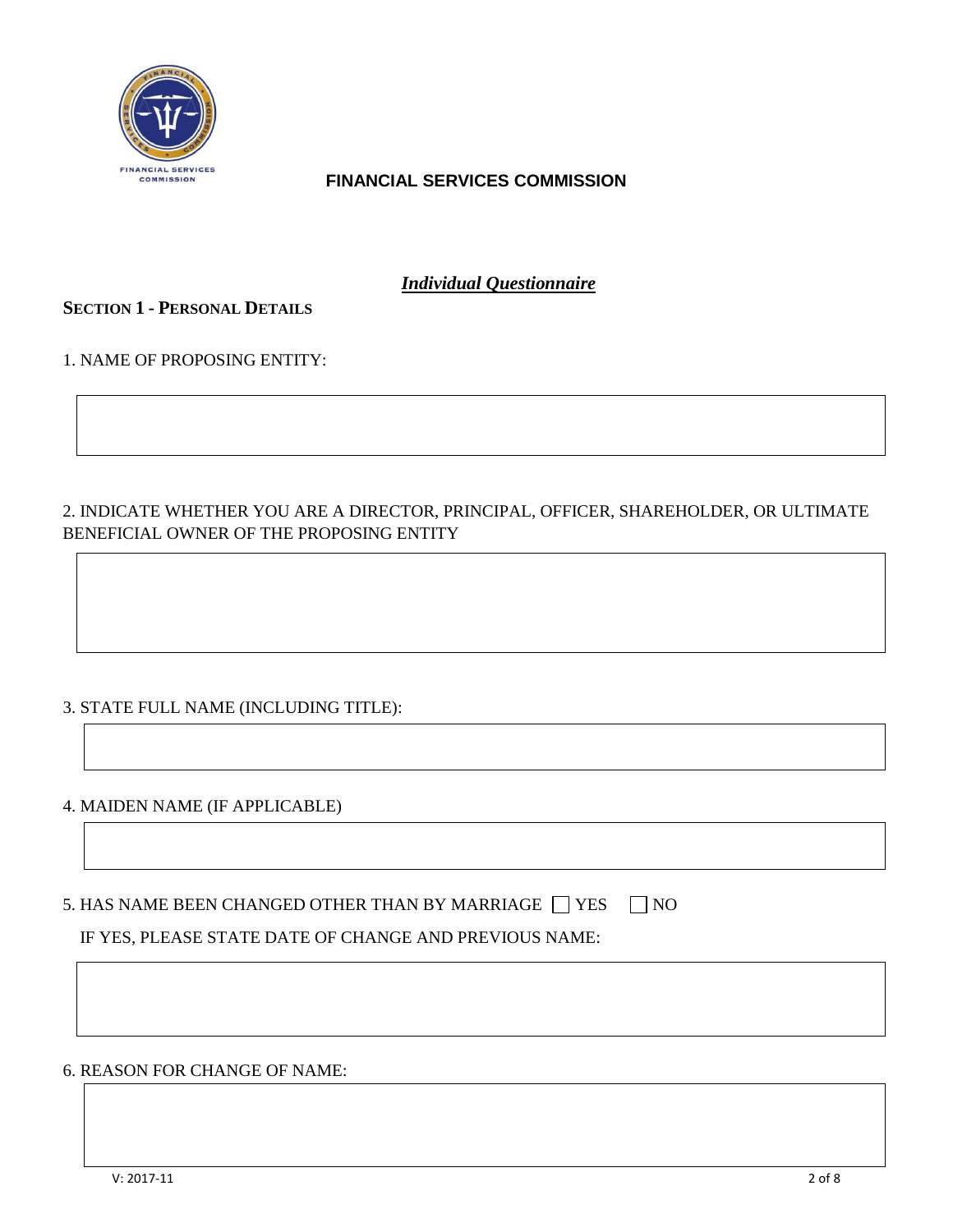**FINANCIAL SERVICES COMMISSION**

***Individual Questionnaire***

**SECTION 1 - PERSONAL DETAILS**

1. NAME OF PROPOSING ENTITY:

2. INDICATE WHETHER YOU ARE A DIRECTOR, PRINCIPAL, OFFICER, SHAREHOLDER, OR ULTIMATE BENEFICIAL OWNER OF THE PROPOSING ENTITY

3. STATE FULL NAME (INCLUDING TITLE):

4. MAIDEN NAME (IF APPLICABLE)

5. HAS NAME BEEN CHANGED OTHER THAN BY MARRIAGE ☐ YES ☐ NO

IF YES, PLEASE STATE DATE OF CHANGE AND PREVIOUS NAME:

6. REASON FOR CHANGE OF NAME:

V: 2017-11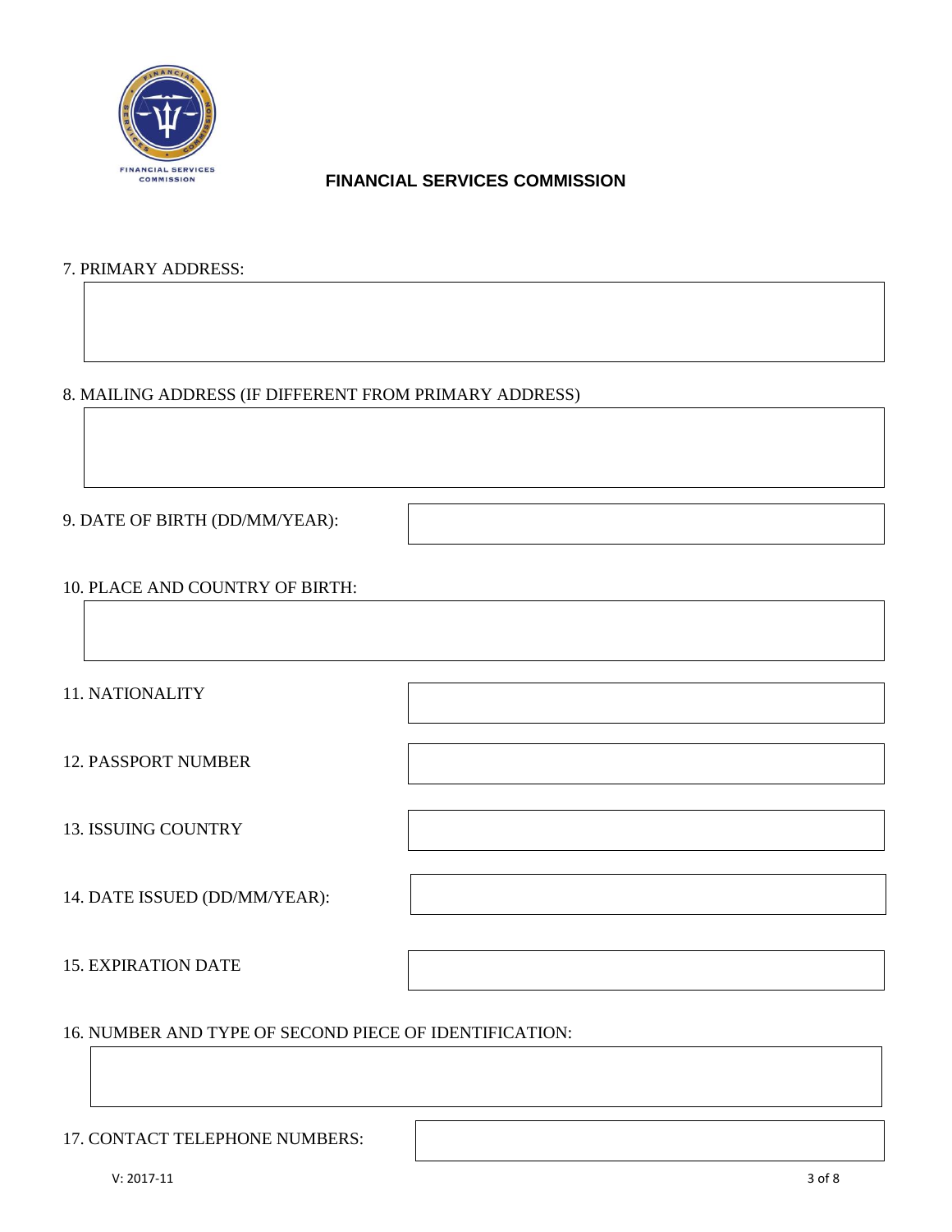**FINANCIAL SERVICES COMMISSION**

7. PRIMARY ADDRESS:

8. MAILING ADDRESS (IF DIFFERENT FROM PRIMARY ADDRESS)

9. DATE OF BIRTH (DD/MM/YEAR):

10. PLACE AND COUNTRY OF BIRTH:

11. NATIONALITY

12. PASSPORT NUMBER

13. ISSUING COUNTRY

14. DATE ISSUED (DD/MM/YEAR):

15. EXPIRATION DATE

16. NUMBER AND TYPE OF SECOND PIECE OF IDENTIFICATION:

17. CONTACT TELEPHONE NUMBERS:

V: 2017-11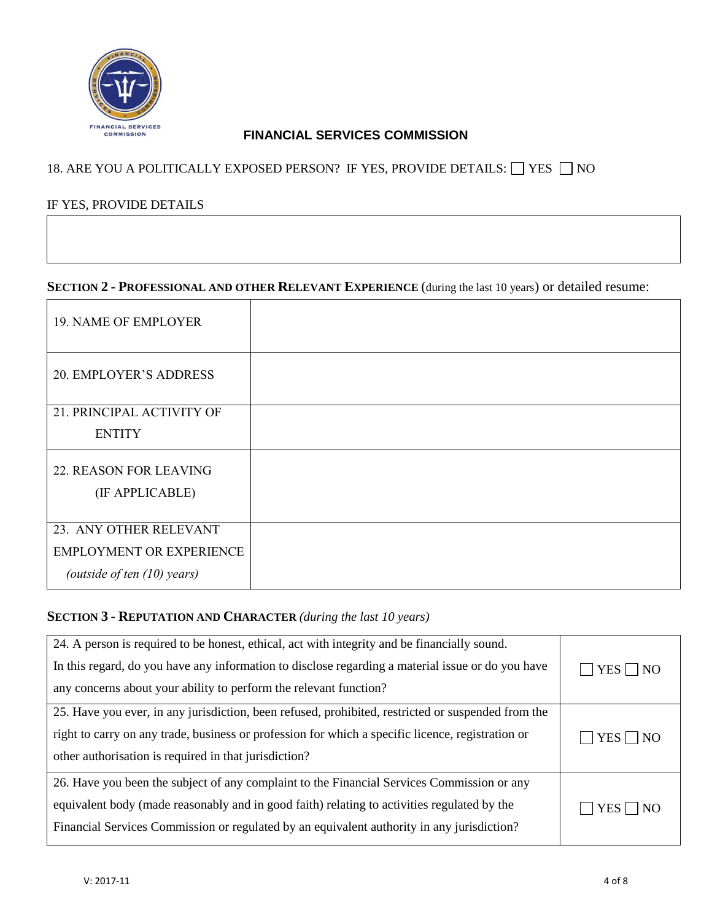**FINANCIAL SERVICES COMMISSION**

18. ARE YOU A POLITICALLY EXPOSED PERSON? IF YES, PROVIDE DETAILS: ☐ YES ☐ NO

IF YES, PROVIDE DETAILS

| |
|---|
| |

## SECTION 2 - PROFESSIONAL AND OTHER RELEVANT EXPERIENCE (during the last 10 years) or detailed resume:

| | |
|---|---|
| 19. NAME OF EMPLOYER | |
| 20. EMPLOYER'S ADDRESS | |
| 21. PRINCIPAL ACTIVITY OF ENTITY | |
| 22. REASON FOR LEAVING (IF APPLICABLE) | |
| 23. ANY OTHER RELEVANT EMPLOYMENT OR EXPERIENCE *(outside of ten (10) years)* | |

## SECTION 3 - REPUTATION AND CHARACTER *(during the last 10 years)*

| | |
|---|---|
| 24. A person is required to be honest, ethical, act with integrity and be financially sound. In this regard, do you have any information to disclose regarding a material issue or do you have any concerns about your ability to perform the relevant function? | ☐ YES ☐ NO |
| 25. Have you ever, in any jurisdiction, been refused, prohibited, restricted or suspended from the right to carry on any trade, business or profession for which a specific licence, registration or other authorisation is required in that jurisdiction? | ☐ YES ☐ NO |
| 26. Have you been the subject of any complaint to the Financial Services Commission or any equivalent body (made reasonably and in good faith) relating to activities regulated by the Financial Services Commission or regulated by an equivalent authority in any jurisdiction? | ☐ YES ☐ NO |

V: 2017-11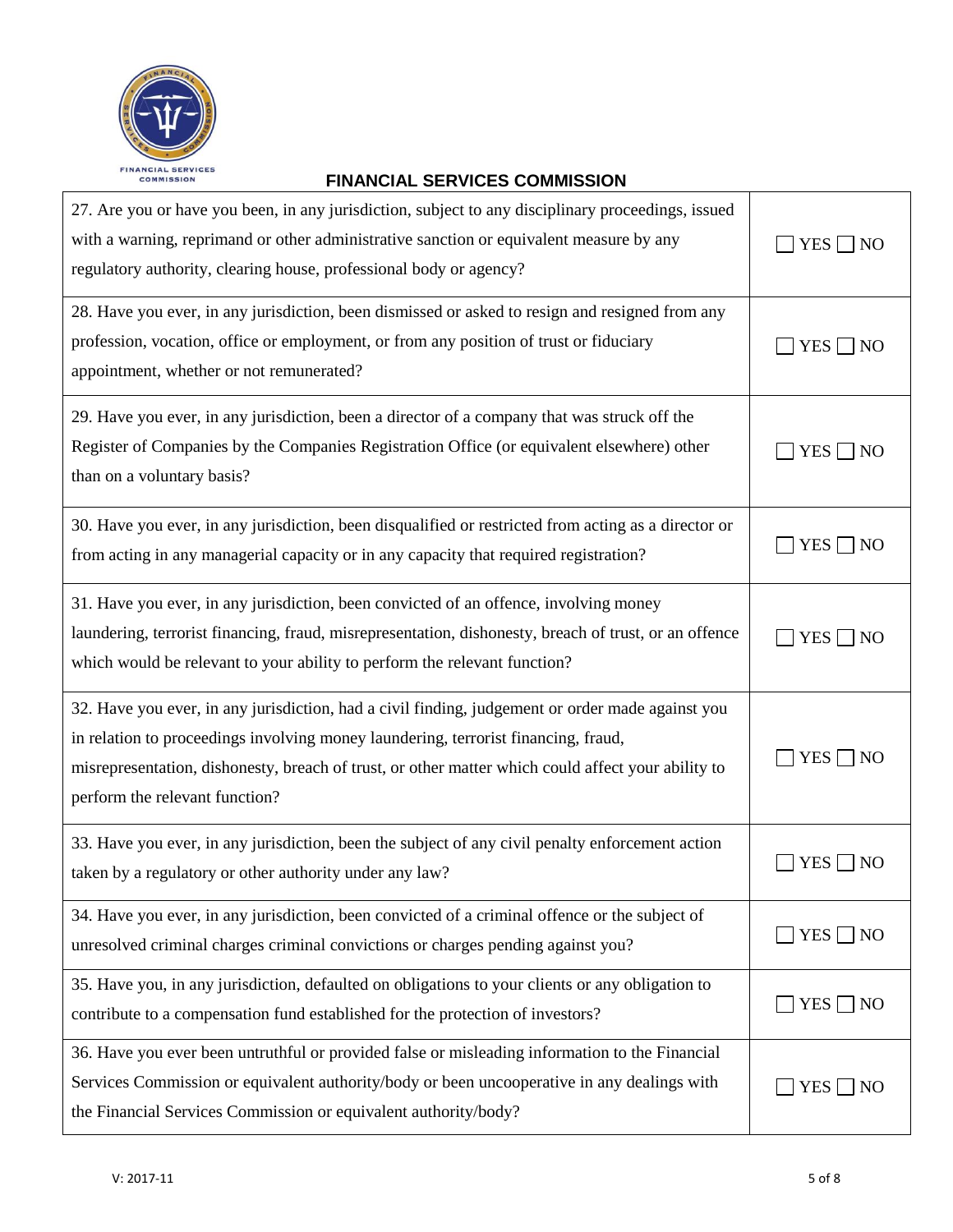**FINANCIAL SERVICES COMMISSION**

| Question | Answer |
| --- | --- |
| 27. Are you or have you been, in any jurisdiction, subject to any disciplinary proceedings, issued with a warning, reprimand or other administrative sanction or equivalent measure by any regulatory authority, clearing house, professional body or agency? | ☐ YES ☐ NO |
| 28. Have you ever, in any jurisdiction, been dismissed or asked to resign and resigned from any profession, vocation, office or employment, or from any position of trust or fiduciary appointment, whether or not remunerated? | ☐ YES ☐ NO |
| 29. Have you ever, in any jurisdiction, been a director of a company that was struck off the Register of Companies by the Companies Registration Office (or equivalent elsewhere) other than on a voluntary basis? | ☐ YES ☐ NO |
| 30. Have you ever, in any jurisdiction, been disqualified or restricted from acting as a director or from acting in any managerial capacity or in any capacity that required registration? | ☐ YES ☐ NO |
| 31. Have you ever, in any jurisdiction, been convicted of an offence, involving money laundering, terrorist financing, fraud, misrepresentation, dishonesty, breach of trust, or an offence which would be relevant to your ability to perform the relevant function? | ☐ YES ☐ NO |
| 32. Have you ever, in any jurisdiction, had a civil finding, judgement or order made against you in relation to proceedings involving money laundering, terrorist financing, fraud, misrepresentation, dishonesty, breach of trust, or other matter which could affect your ability to perform the relevant function? | ☐ YES ☐ NO |
| 33. Have you ever, in any jurisdiction, been the subject of any civil penalty enforcement action taken by a regulatory or other authority under any law? | ☐ YES ☐ NO |
| 34. Have you ever, in any jurisdiction, been convicted of a criminal offence or the subject of unresolved criminal charges criminal convictions or charges pending against you? | ☐ YES ☐ NO |
| 35. Have you, in any jurisdiction, defaulted on obligations to your clients or any obligation to contribute to a compensation fund established for the protection of investors? | ☐ YES ☐ NO |
| 36. Have you ever been untruthful or provided false or misleading information to the Financial Services Commission or equivalent authority/body or been uncooperative in any dealings with the Financial Services Commission or equivalent authority/body? | ☐ YES ☐ NO |

V: 2017-11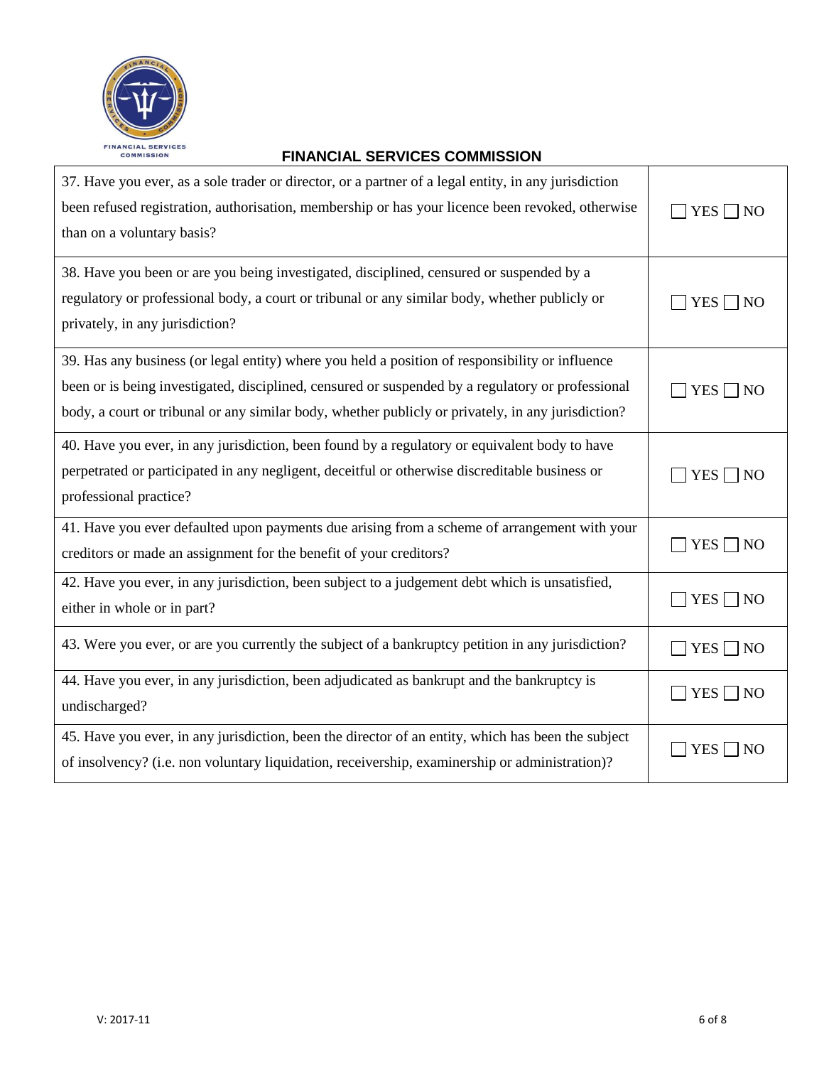| | |
|---|---|
| 37. Have you ever, as a sole trader or director, or a partner of a legal entity, in any jurisdiction been refused registration, authorisation, membership or has your licence been revoked, otherwise than on a voluntary basis? | ☐ YES ☐ NO |
| 38. Have you been or are you being investigated, disciplined, censured or suspended by a regulatory or professional body, a court or tribunal or any similar body, whether publicly or privately, in any jurisdiction? | ☐ YES ☐ NO |
| 39. Has any business (or legal entity) where you held a position of responsibility or influence been or is being investigated, disciplined, censured or suspended by a regulatory or professional body, a court or tribunal or any similar body, whether publicly or privately, in any jurisdiction? | ☐ YES ☐ NO |
| 40. Have you ever, in any jurisdiction, been found by a regulatory or equivalent body to have perpetrated or participated in any negligent, deceitful or otherwise discreditable business or professional practice? | ☐ YES ☐ NO |
| 41. Have you ever defaulted upon payments due arising from a scheme of arrangement with your creditors or made an assignment for the benefit of your creditors? | ☐ YES ☐ NO |
| 42. Have you ever, in any jurisdiction, been subject to a judgement debt which is unsatisfied, either in whole or in part? | ☐ YES ☐ NO |
| 43. Were you ever, or are you currently the subject of a bankruptcy petition in any jurisdiction? | ☐ YES ☐ NO |
| 44. Have you ever, in any jurisdiction, been adjudicated as bankrupt and the bankruptcy is undischarged? | ☐ YES ☐ NO |
| 45. Have you ever, in any jurisdiction, been the director of an entity, which has been the subject of insolvency? (i.e. non voluntary liquidation, receivership, examinership or administration)? | ☐ YES ☐ NO |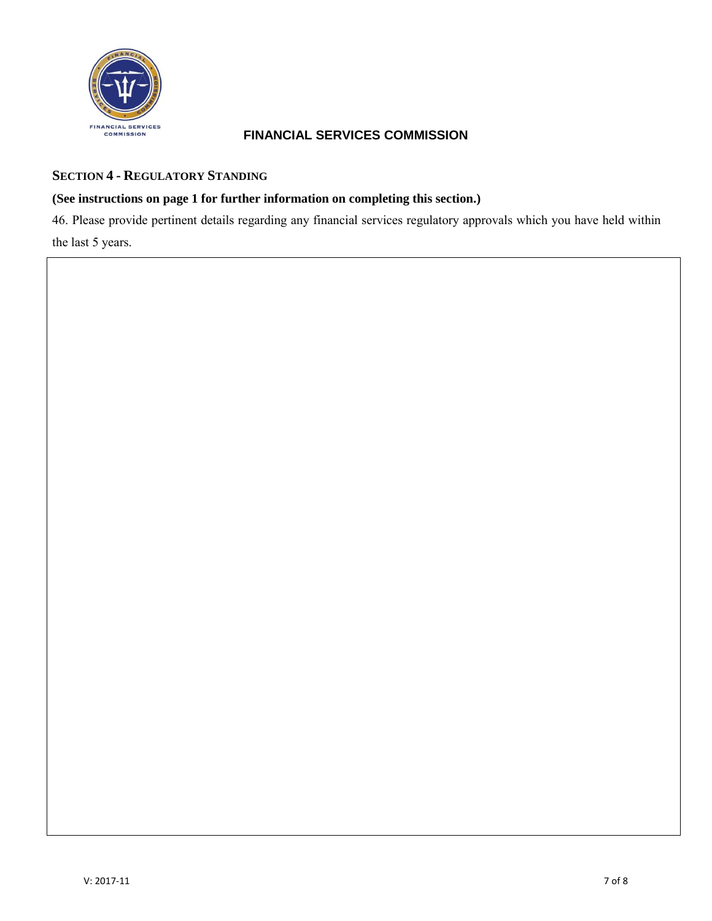**FINANCIAL SERVICES COMMISSION**

## SECTION 4 - REGULATORY STANDING

**(See instructions on page 1 for further information on completing this section.)**

46. Please provide pertinent details regarding any financial services regulatory approvals which you have held within the last 5 years.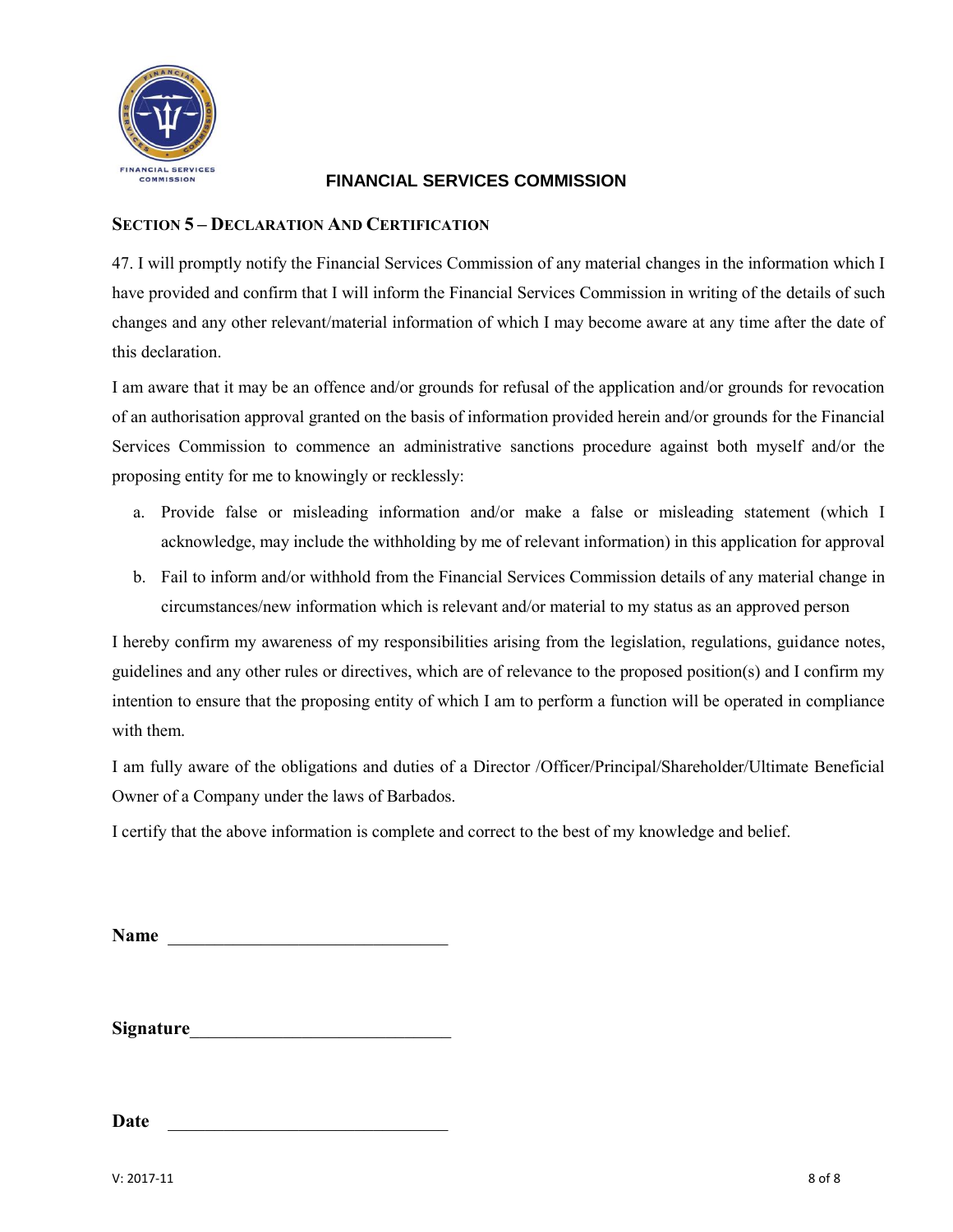FINANCIAL SERVICES COMMISSION

## SECTION 5 – DECLARATION AND CERTIFICATION

47. I will promptly notify the Financial Services Commission of any material changes in the information which I have provided and confirm that I will inform the Financial Services Commission in writing of the details of such changes and any other relevant/material information of which I may become aware at any time after the date of this declaration.

I am aware that it may be an offence and/or grounds for refusal of the application and/or grounds for revocation of an authorisation approval granted on the basis of information provided herein and/or grounds for the Financial Services Commission to commence an administrative sanctions procedure against both myself and/or the proposing entity for me to knowingly or recklessly:

a. Provide false or misleading information and/or make a false or misleading statement (which I acknowledge, may include the withholding by me of relevant information) in this application for approval
b. Fail to inform and/or withhold from the Financial Services Commission details of any material change in circumstances/new information which is relevant and/or material to my status as an approved person

I hereby confirm my awareness of my responsibilities arising from the legislation, regulations, guidance notes, guidelines and any other rules or directives, which are of relevance to the proposed position(s) and I confirm my intention to ensure that the proposing entity of which I am to perform a function will be operated in compliance with them.

I am fully aware of the obligations and duties of a Director /Officer/Principal/Shareholder/Ultimate Beneficial Owner of a Company under the laws of Barbados.

I certify that the above information is complete and correct to the best of my knowledge and belief.

**Name** ______________________________

**Signature**______________________________

**Date** ______________________________

V: 2017-11